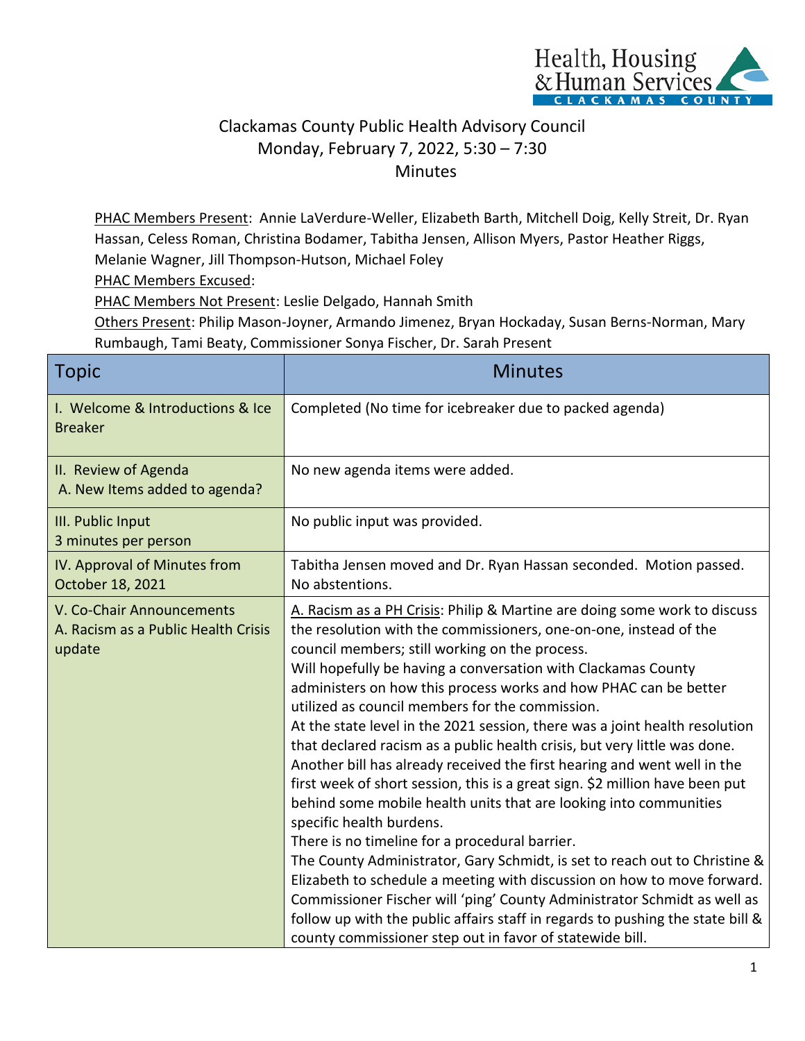# Clackamas County Public Health Advisory Council
## Monday, February 7, 2022, 5:30 – 7:30
## Minutes

PHAC Members Present: Annie LaVerdure-Weller, Elizabeth Barth, Mitchell Doig, Kelly Streit, Dr. Ryan Hassan, Celess Roman, Christina Bodamer, Tabitha Jensen, Allison Myers, Pastor Heather Riggs, Melanie Wagner, Jill Thompson-Hutson, Michael Foley

PHAC Members Excused:

PHAC Members Not Present: Leslie Delgado, Hannah Smith

Others Present: Philip Mason-Joyner, Armando Jimenez, Bryan Hockaday, Susan Berns-Norman, Mary Rumbaugh, Tami Beaty, Commissioner Sonya Fischer, Dr. Sarah Present

| Topic | Minutes |
|---|---|
| I. Welcome & Introductions & Ice Breaker | Completed (No time for icebreaker due to packed agenda) |
| II. Review of Agenda<br>A. New Items added to agenda? | No new agenda items were added. |
| III. Public Input<br>3 minutes per person | No public input was provided. |
| IV. Approval of Minutes from October 18, 2021 | Tabitha Jensen moved and Dr. Ryan Hassan seconded. Motion passed. No abstentions. |
| V. Co-Chair Announcements<br>A. Racism as a Public Health Crisis update | A. Racism as a PH Crisis: Philip & Martine are doing some work to discuss the resolution with the commissioners, one-on-one, instead of the council members; still working on the process.<br>Will hopefully be having a conversation with Clackamas County administers on how this process works and how PHAC can be better utilized as council members for the commission.<br>At the state level in the 2021 session, there was a joint health resolution that declared racism as a public health crisis, but very little was done. Another bill has already received the first hearing and went well in the first week of short session, this is a great sign. $2 million have been put behind some mobile health units that are looking into communities specific health burdens.<br>There is no timeline for a procedural barrier.<br>The County Administrator, Gary Schmidt, is set to reach out to Christine & Elizabeth to schedule a meeting with discussion on how to move forward. Commissioner Fischer will 'ping' County Administrator Schmidt as well as follow up with the public affairs staff in regards to pushing the state bill & county commissioner step out in favor of statewide bill. |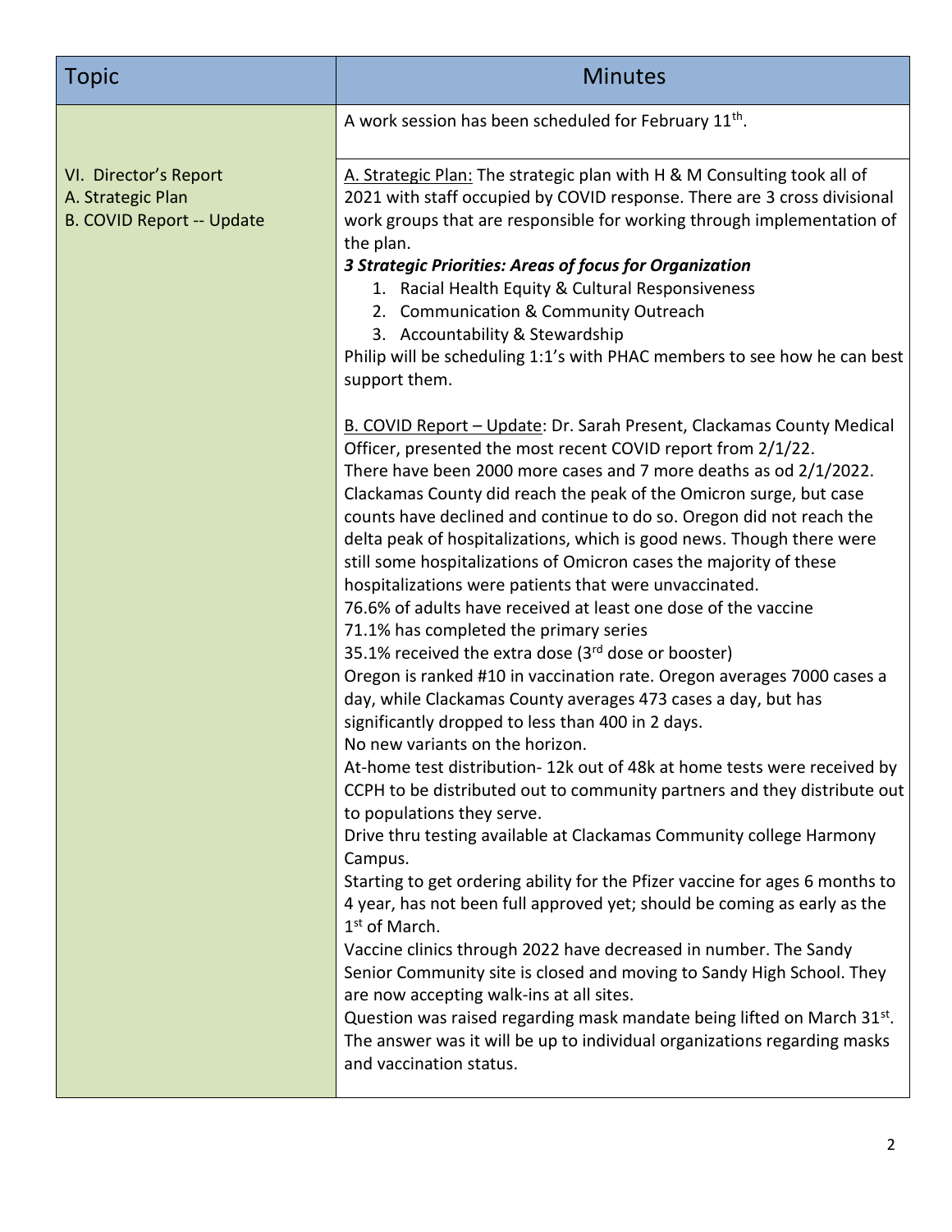| Topic | Minutes |
| --- | --- |
| | A work session has been scheduled for February 11th. |
| VI. Director's Report<br>A. Strategic Plan<br>B. COVID Report -- Update | A. Strategic Plan: The strategic plan with H & M Consulting took all of 2021 with staff occupied by COVID response. There are 3 cross divisional work groups that are responsible for working through implementation of the plan.<br>***3 Strategic Priorities: Areas of focus for Organization***<br>1. Racial Health Equity & Cultural Responsiveness<br>2. Communication & Community Outreach<br>3. Accountability & Stewardship<br>Philip will be scheduling 1:1's with PHAC members to see how he can best support them.<br><br>B. COVID Report – Update: Dr. Sarah Present, Clackamas County Medical Officer, presented the most recent COVID report from 2/1/22.<br>There have been 2000 more cases and 7 more deaths as od 2/1/2022. Clackamas County did reach the peak of the Omicron surge, but case counts have declined and continue to do so. Oregon did not reach the delta peak of hospitalizations, which is good news. Though there were still some hospitalizations of Omicron cases the majority of these hospitalizations were patients that were unvaccinated.<br>76.6% of adults have received at least one dose of the vaccine<br>71.1% has completed the primary series<br>35.1% received the extra dose (3rd dose or booster)<br>Oregon is ranked #10 in vaccination rate. Oregon averages 7000 cases a day, while Clackamas County averages 473 cases a day, but has significantly dropped to less than 400 in 2 days.<br>No new variants on the horizon.<br>At-home test distribution- 12k out of 48k at home tests were received by CCPH to be distributed out to community partners and they distribute out to populations they serve.<br>Drive thru testing available at Clackamas Community college Harmony Campus.<br>Starting to get ordering ability for the Pfizer vaccine for ages 6 months to 4 year, has not been full approved yet; should be coming as early as the 1st of March.<br>Vaccine clinics through 2022 have decreased in number. The Sandy Senior Community site is closed and moving to Sandy High School. They are now accepting walk-ins at all sites.<br>Question was raised regarding mask mandate being lifted on March 31st. The answer was it will be up to individual organizations regarding masks and vaccination status. |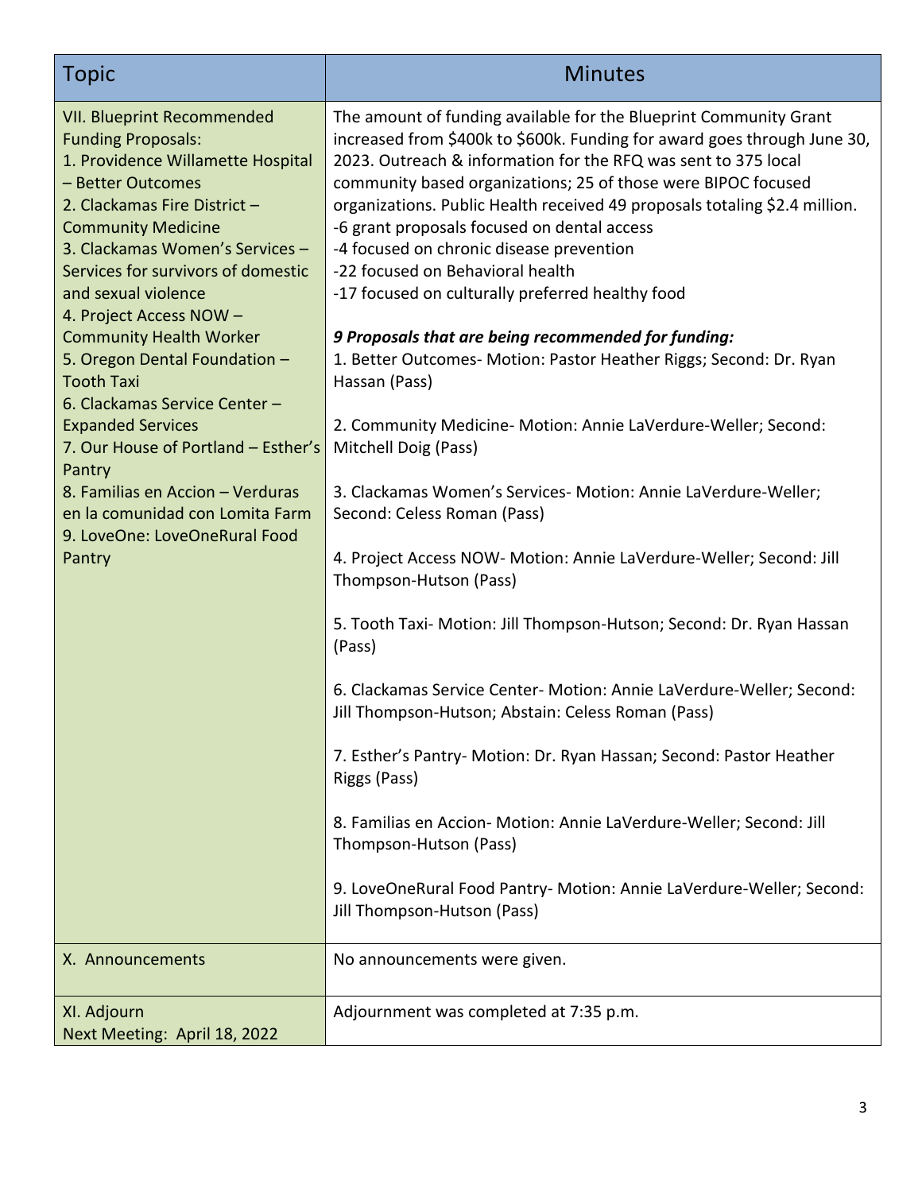| Topic | Minutes |
|---|---|
| VII. Blueprint Recommended Funding Proposals:<br>1. Providence Willamette Hospital – Better Outcomes<br>2. Clackamas Fire District – Community Medicine<br>3. Clackamas Women's Services – Services for survivors of domestic and sexual violence<br>4. Project Access NOW – Community Health Worker<br>5. Oregon Dental Foundation – Tooth Taxi<br>6. Clackamas Service Center – Expanded Services<br>7. Our House of Portland – Esther's Pantry<br>8. Familias en Accion – Verduras en la comunidad con Lomita Farm<br>9. LoveOne: LoveOneRural Food Pantry | The amount of funding available for the Blueprint Community Grant increased from $400k to $600k. Funding for award goes through June 30, 2023. Outreach & information for the RFQ was sent to 375 local community based organizations; 25 of those were BIPOC focused organizations. Public Health received 49 proposals totaling $2.4 million.<br>-6 grant proposals focused on dental access<br>-4 focused on chronic disease prevention<br>-22 focused on Behavioral health<br>-17 focused on culturally preferred healthy food<br><br>***9 Proposals that are being recommended for funding:***<br>1. Better Outcomes- Motion: Pastor Heather Riggs; Second: Dr. Ryan Hassan (Pass)<br><br>2. Community Medicine- Motion: Annie LaVerdure-Weller; Second: Mitchell Doig (Pass)<br><br>3. Clackamas Women's Services- Motion: Annie LaVerdure-Weller; Second: Celess Roman (Pass)<br><br>4. Project Access NOW- Motion: Annie LaVerdure-Weller; Second: Jill Thompson-Hutson (Pass)<br><br>5. Tooth Taxi- Motion: Jill Thompson-Hutson; Second: Dr. Ryan Hassan (Pass)<br><br>6. Clackamas Service Center- Motion: Annie LaVerdure-Weller; Second: Jill Thompson-Hutson; Abstain: Celess Roman (Pass)<br><br>7. Esther's Pantry- Motion: Dr. Ryan Hassan; Second: Pastor Heather Riggs (Pass)<br><br>8. Familias en Accion- Motion: Annie LaVerdure-Weller; Second: Jill Thompson-Hutson (Pass)<br><br>9. LoveOneRural Food Pantry- Motion: Annie LaVerdure-Weller; Second: Jill Thompson-Hutson (Pass) |
| X. Announcements | No announcements were given. |
| XI. Adjourn<br>Next Meeting: April 18, 2022 | Adjournment was completed at 7:35 p.m. |